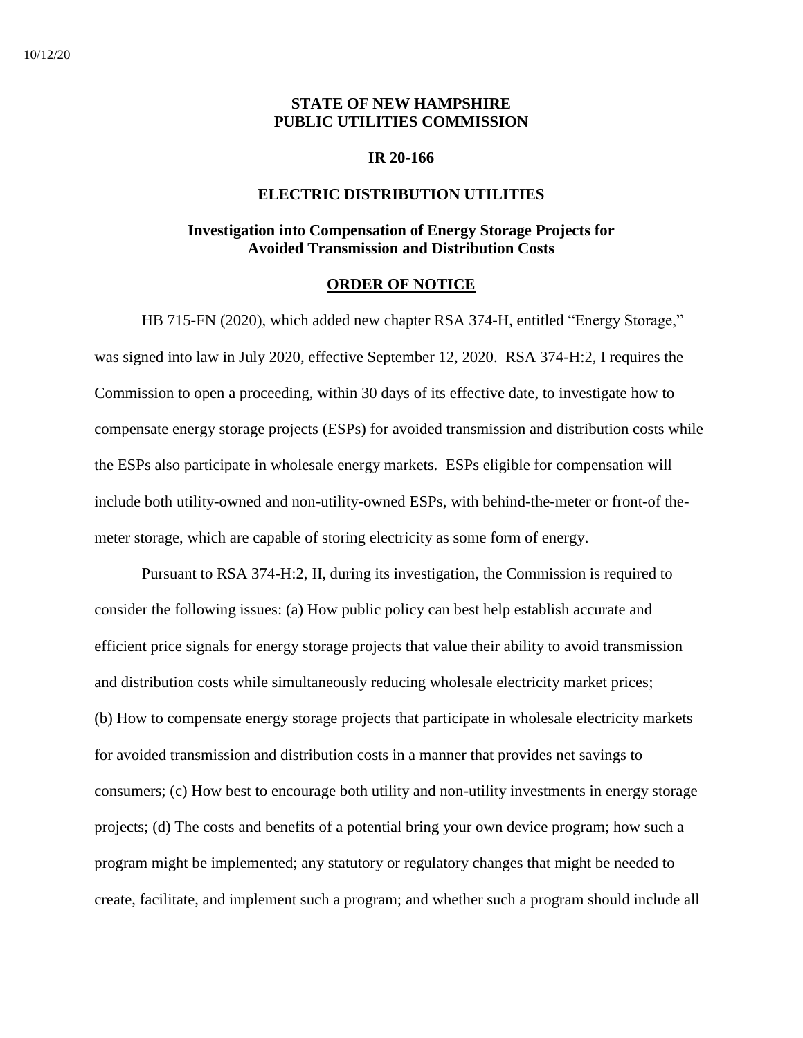10/12/20

**STATE OF NEW HAMPSHIRE**
**PUBLIC UTILITIES COMMISSION**

**IR 20-166**

**ELECTRIC DISTRIBUTION UTILITIES**

**Investigation into Compensation of Energy Storage Projects for Avoided Transmission and Distribution Costs**

**ORDER OF NOTICE**

HB 715-FN (2020), which added new chapter RSA 374-H, entitled "Energy Storage," was signed into law in July 2020, effective September 12, 2020. RSA 374-H:2, I requires the Commission to open a proceeding, within 30 days of its effective date, to investigate how to compensate energy storage projects (ESPs) for avoided transmission and distribution costs while the ESPs also participate in wholesale energy markets. ESPs eligible for compensation will include both utility-owned and non-utility-owned ESPs, with behind-the-meter or front-of the-meter storage, which are capable of storing electricity as some form of energy.

Pursuant to RSA 374-H:2, II, during its investigation, the Commission is required to consider the following issues: (a) How public policy can best help establish accurate and efficient price signals for energy storage projects that value their ability to avoid transmission and distribution costs while simultaneously reducing wholesale electricity market prices; (b) How to compensate energy storage projects that participate in wholesale electricity markets for avoided transmission and distribution costs in a manner that provides net savings to consumers; (c) How best to encourage both utility and non-utility investments in energy storage projects; (d) The costs and benefits of a potential bring your own device program; how such a program might be implemented; any statutory or regulatory changes that might be needed to create, facilitate, and implement such a program; and whether such a program should include all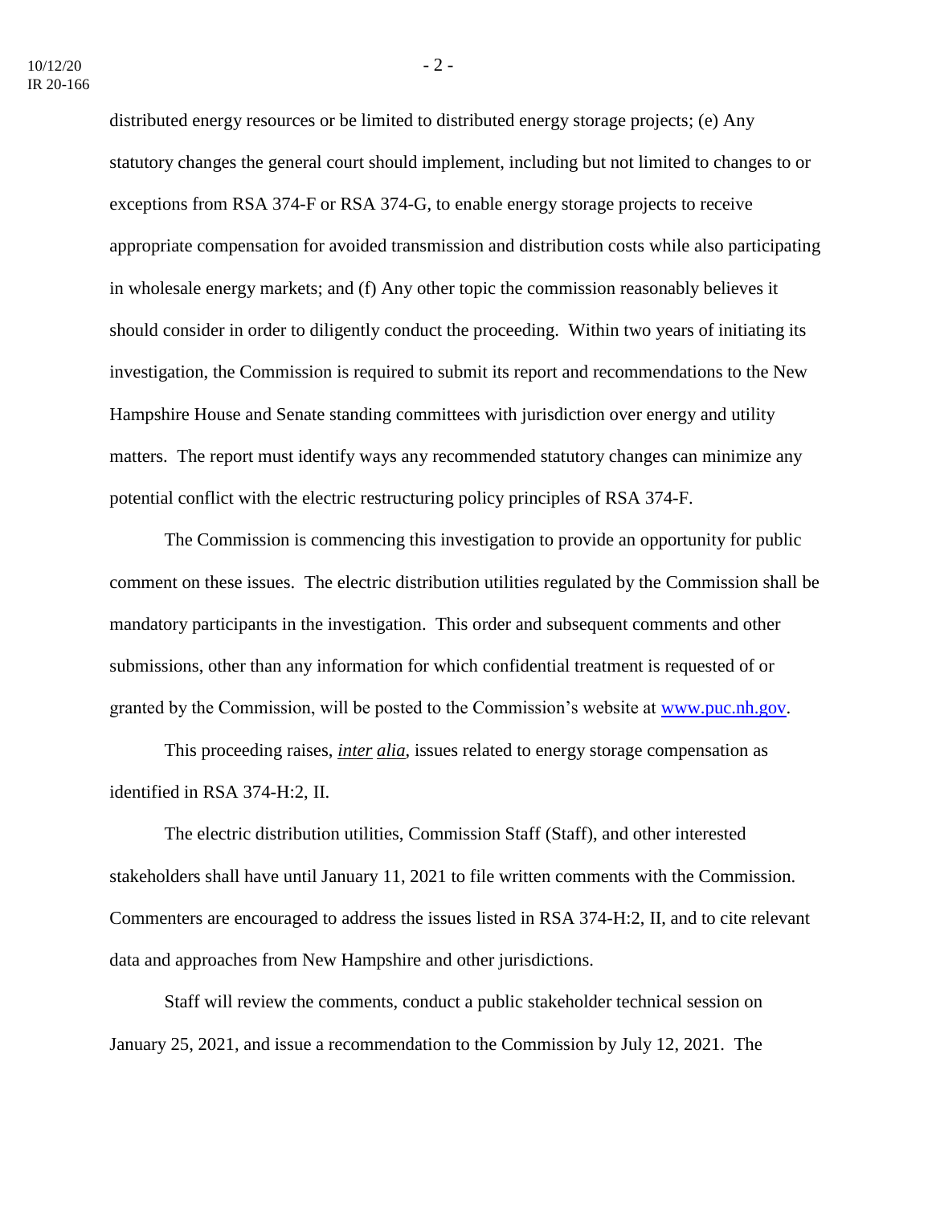distributed energy resources or be limited to distributed energy storage projects; (e) Any statutory changes the general court should implement, including but not limited to changes to or exceptions from RSA 374-F or RSA 374-G, to enable energy storage projects to receive appropriate compensation for avoided transmission and distribution costs while also participating in wholesale energy markets; and (f) Any other topic the commission reasonably believes it should consider in order to diligently conduct the proceeding. Within two years of initiating its investigation, the Commission is required to submit its report and recommendations to the New Hampshire House and Senate standing committees with jurisdiction over energy and utility matters. The report must identify ways any recommended statutory changes can minimize any potential conflict with the electric restructuring policy principles of RSA 374-F.

The Commission is commencing this investigation to provide an opportunity for public comment on these issues. The electric distribution utilities regulated by the Commission shall be mandatory participants in the investigation. This order and subsequent comments and other submissions, other than any information for which confidential treatment is requested of or granted by the Commission, will be posted to the Commission's website at www.puc.nh.gov.

This proceeding raises, *inter alia*, issues related to energy storage compensation as identified in RSA 374-H:2, II.

The electric distribution utilities, Commission Staff (Staff), and other interested stakeholders shall have until January 11, 2021 to file written comments with the Commission. Commenters are encouraged to address the issues listed in RSA 374-H:2, II, and to cite relevant data and approaches from New Hampshire and other jurisdictions.

Staff will review the comments, conduct a public stakeholder technical session on January 25, 2021, and issue a recommendation to the Commission by July 12, 2021. The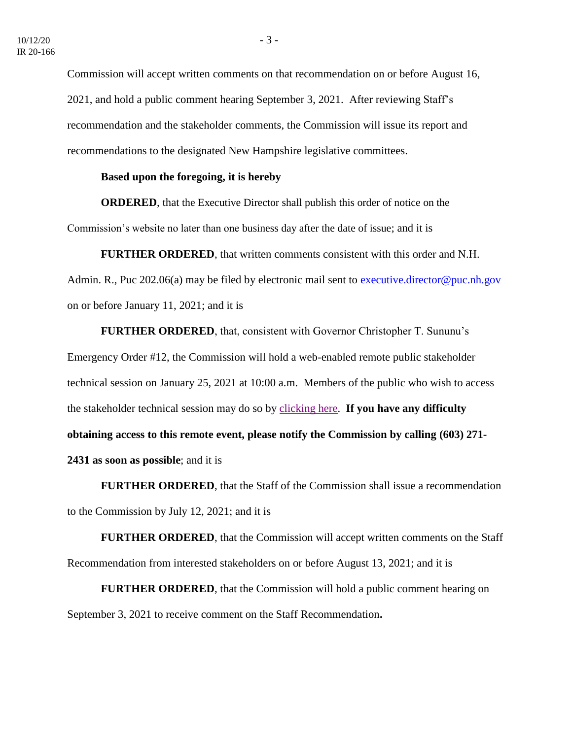Commission will accept written comments on that recommendation on or before August 16, 2021, and hold a public comment hearing September 3, 2021. After reviewing Staff's recommendation and the stakeholder comments, the Commission will issue its report and recommendations to the designated New Hampshire legislative committees.

**Based upon the foregoing, it is hereby**

**ORDERED**, that the Executive Director shall publish this order of notice on the Commission's website no later than one business day after the date of issue; and it is

**FURTHER ORDERED**, that written comments consistent with this order and N.H. Admin. R., Puc 202.06(a) may be filed by electronic mail sent to executive.director@puc.nh.gov on or before January 11, 2021; and it is

**FURTHER ORDERED**, that, consistent with Governor Christopher T. Sununu's Emergency Order #12, the Commission will hold a web-enabled remote public stakeholder technical session on January 25, 2021 at 10:00 a.m. Members of the public who wish to access the stakeholder technical session may do so by clicking here. **If you have any difficulty obtaining access to this remote event, please notify the Commission by calling (603) 271-2431 as soon as possible**; and it is

**FURTHER ORDERED**, that the Staff of the Commission shall issue a recommendation to the Commission by July 12, 2021; and it is

**FURTHER ORDERED**, that the Commission will accept written comments on the Staff Recommendation from interested stakeholders on or before August 13, 2021; and it is

**FURTHER ORDERED**, that the Commission will hold a public comment hearing on September 3, 2021 to receive comment on the Staff Recommendation.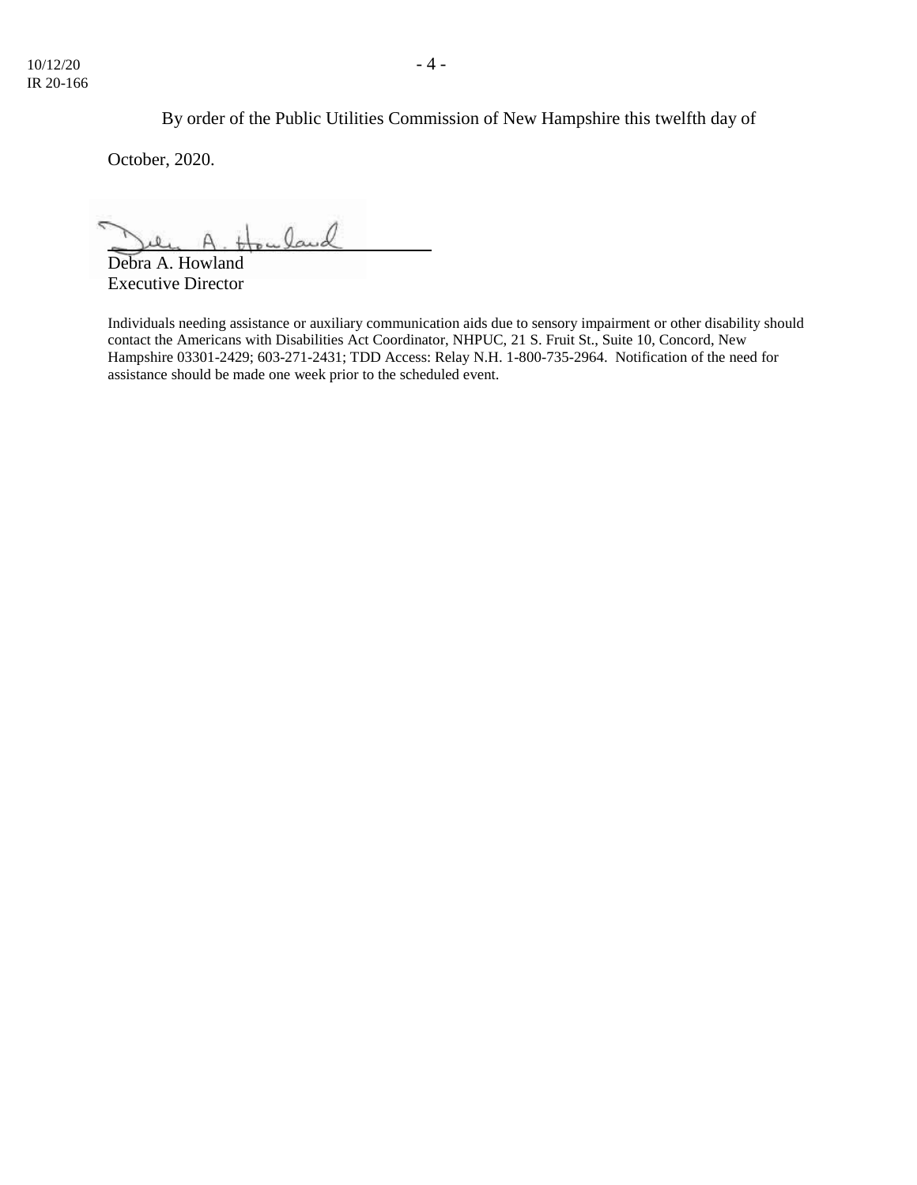By order of the Public Utilities Commission of New Hampshire this twelfth day of October, 2020.

Debra A. Howland
Executive Director

Individuals needing assistance or auxiliary communication aids due to sensory impairment or other disability should contact the Americans with Disabilities Act Coordinator, NHPUC, 21 S. Fruit St., Suite 10, Concord, New Hampshire 03301-2429; 603-271-2431; TDD Access: Relay N.H. 1-800-735-2964. Notification of the need for assistance should be made one week prior to the scheduled event.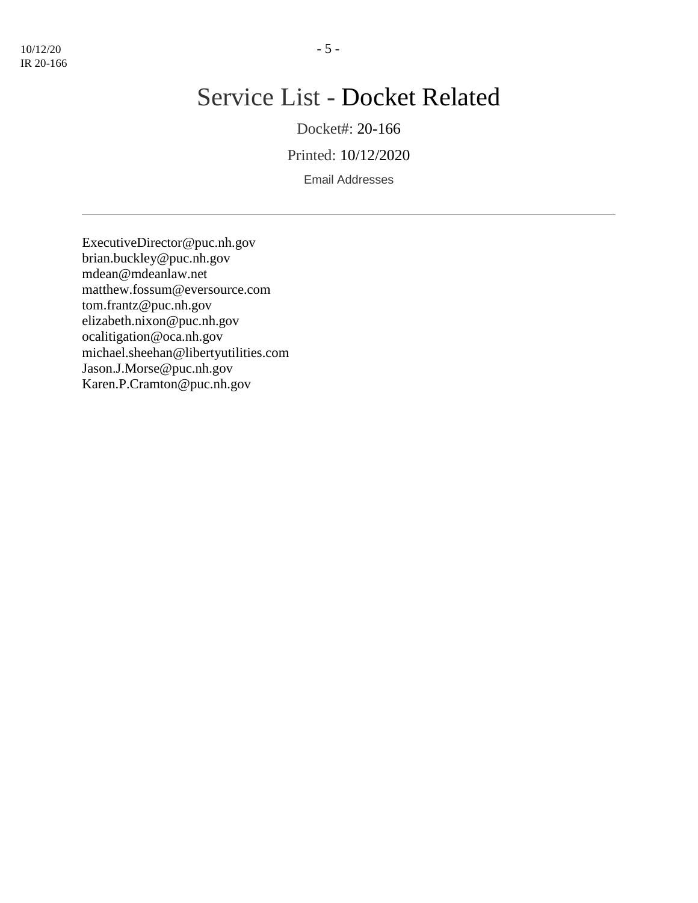# Service List - Docket Related

Docket#: 20-166

Printed: 10/12/2020

Email Addresses

---

ExecutiveDirector@puc.nh.gov
brian.buckley@puc.nh.gov
mdean@mdeanlaw.net
matthew.fossum@eversource.com
tom.frantz@puc.nh.gov
elizabeth.nixon@puc.nh.gov
ocalitigation@oca.nh.gov
michael.sheehan@libertyutilities.com
Jason.J.Morse@puc.nh.gov
Karen.P.Cramton@puc.nh.gov